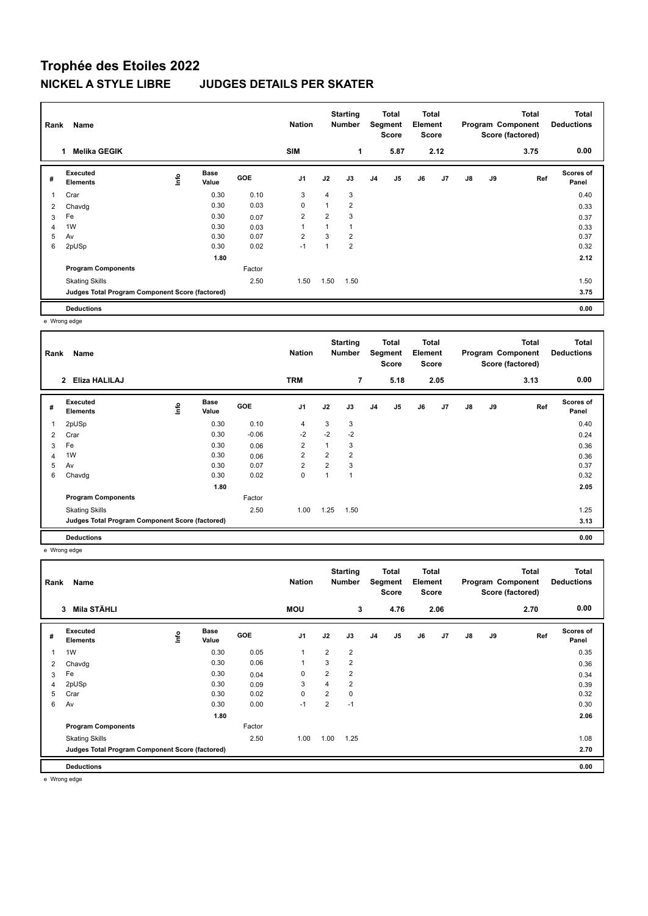# Trophée des Etoiles 2022

## NICKEL A STYLE LIBRE JUDGES DETAILS PER SKATER

| Rank | Name | Nation | Starting Number | Total Segment Score | Total Element Score | Total Program Component Score (factored) | Total Deductions |
|---|---|---|---|---|---|---|---|
| 1 | Melika GEGIK | SIM | 1 | 5.87 | 2.12 | 3.75 | 0.00 |

| # | Executed Elements | Info | Base Value | GOE | J1 | J2 | J3 | J4 | J5 | J6 | J7 | J8 | J9 | Ref | Scores of Panel |
|---|---|---|---|---|---|---|---|---|---|---|---|---|---|---|---|
| 1 | Crar | | 0.30 | 0.10 | 3 | 4 | 3 | | | | | | | | 0.40 |
| 2 | Chavdg | | 0.30 | 0.03 | 0 | 1 | 2 | | | | | | | | 0.33 |
| 3 | Fe | | 0.30 | 0.07 | 2 | 2 | 3 | | | | | | | | 0.37 |
| 4 | 1W | | 0.30 | 0.03 | 1 | 1 | 1 | | | | | | | | 0.33 |
| 5 | Av | | 0.30 | 0.07 | 2 | 3 | 2 | | | | | | | | 0.37 |
| 6 | 2pUSp | | 0.30 | 0.02 | -1 | 1 | 2 | | | | | | | | 0.32 |
| | | | 1.80 | | | | | | | | | | | | 2.12 |
| | Program Components | | | Factor | | | | | | | | | | | |
| | Skating Skills | | | 2.50 | 1.50 | 1.50 | 1.50 | | | | | | | | 1.50 |
| | Judges Total Program Component Score (factored) | | | | | | | | | | | | | | 3.75 |
| | Deductions | | | | | | | | | | | | | | 0.00 |

e Wrong edge

| Rank | Name | Nation | Starting Number | Total Segment Score | Total Element Score | Total Program Component Score (factored) | Total Deductions |
|---|---|---|---|---|---|---|---|
| 2 | Eliza HALILAJ | TRM | 7 | 5.18 | 2.05 | 3.13 | 0.00 |

| # | Executed Elements | Info | Base Value | GOE | J1 | J2 | J3 | J4 | J5 | J6 | J7 | J8 | J9 | Ref | Scores of Panel |
|---|---|---|---|---|---|---|---|---|---|---|---|---|---|---|---|
| 1 | 2pUSp | | 0.30 | 0.10 | 4 | 3 | 3 | | | | | | | | 0.40 |
| 2 | Crar | | 0.30 | -0.06 | -2 | -2 | -2 | | | | | | | | 0.24 |
| 3 | Fe | | 0.30 | 0.06 | 2 | 1 | 3 | | | | | | | | 0.36 |
| 4 | 1W | | 0.30 | 0.06 | 2 | 2 | 2 | | | | | | | | 0.36 |
| 5 | Av | | 0.30 | 0.07 | 2 | 2 | 3 | | | | | | | | 0.37 |
| 6 | Chavdg | | 0.30 | 0.02 | 0 | 1 | 1 | | | | | | | | 0.32 |
| | | | 1.80 | | | | | | | | | | | | 2.05 |
| | Program Components | | | Factor | | | | | | | | | | | |
| | Skating Skills | | | 2.50 | 1.00 | 1.25 | 1.50 | | | | | | | | 1.25 |
| | Judges Total Program Component Score (factored) | | | | | | | | | | | | | | 3.13 |
| | Deductions | | | | | | | | | | | | | | 0.00 |

e Wrong edge

| Rank | Name | Nation | Starting Number | Total Segment Score | Total Element Score | Total Program Component Score (factored) | Total Deductions |
|---|---|---|---|---|---|---|---|
| 3 | Mila STÄHLI | MOU | 3 | 4.76 | 2.06 | 2.70 | 0.00 |

| # | Executed Elements | Info | Base Value | GOE | J1 | J2 | J3 | J4 | J5 | J6 | J7 | J8 | J9 | Ref | Scores of Panel |
|---|---|---|---|---|---|---|---|---|---|---|---|---|---|---|---|
| 1 | 1W | | 0.30 | 0.05 | 1 | 2 | 2 | | | | | | | | 0.35 |
| 2 | Chavdg | | 0.30 | 0.06 | 1 | 3 | 2 | | | | | | | | 0.36 |
| 3 | Fe | | 0.30 | 0.04 | 0 | 2 | 2 | | | | | | | | 0.34 |
| 4 | 2pUSp | | 0.30 | 0.09 | 3 | 4 | 2 | | | | | | | | 0.39 |
| 5 | Crar | | 0.30 | 0.02 | 0 | 2 | 0 | | | | | | | | 0.32 |
| 6 | Av | | 0.30 | 0.00 | -1 | 2 | -1 | | | | | | | | 0.30 |
| | | | 1.80 | | | | | | | | | | | | 2.06 |
| | Program Components | | | Factor | | | | | | | | | | | |
| | Skating Skills | | | 2.50 | 1.00 | 1.00 | 1.25 | | | | | | | | 1.08 |
| | Judges Total Program Component Score (factored) | | | | | | | | | | | | | | 2.70 |
| | Deductions | | | | | | | | | | | | | | 0.00 |

e Wrong edge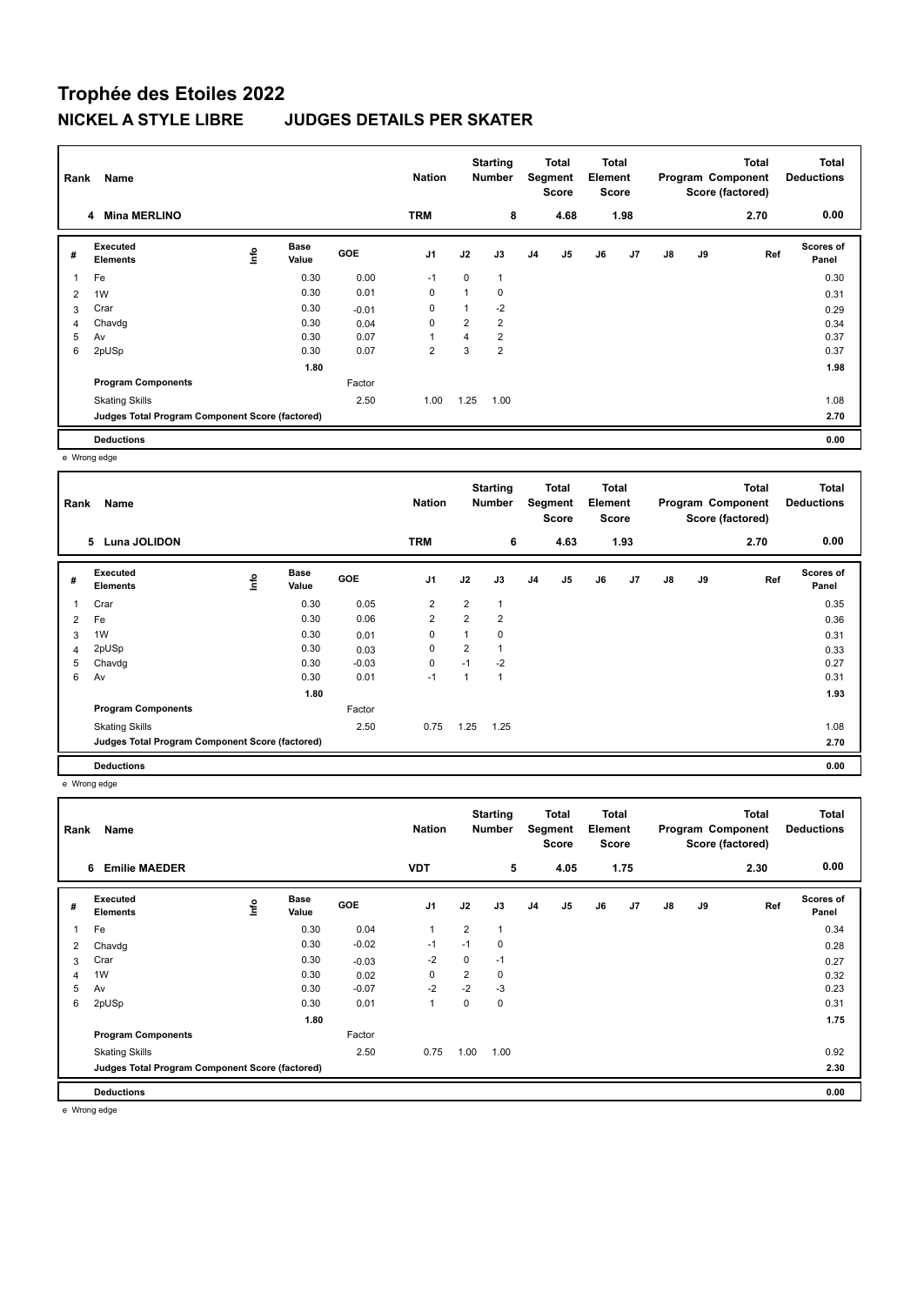# Trophée des Etoiles 2022

## NICKEL A STYLE LIBRE JUDGES DETAILS PER SKATER

| Rank | Name | Nation | Starting Number | Total Segment Score | Total Element Score | Total Program Component Score (factored) | Total Deductions |
|---|---|---|---|---|---|---|---|
| 4 | Mina MERLINO | TRM | 8 | 4.68 | 1.98 | 2.70 | 0.00 |

| # | Executed Elements | Info | Base Value | GOE | J1 | J2 | J3 | J4 | J5 | J6 | J7 | J8 | J9 | Ref | Scores of Panel |
|---|---|---|---|---|---|---|---|---|---|---|---|---|---|---|---|
| 1 | Fe | | 0.30 | 0.00 | -1 | 0 | 1 | | | | | | | | 0.30 |
| 2 | 1W | | 0.30 | 0.01 | 0 | 1 | 0 | | | | | | | | 0.31 |
| 3 | Crar | | 0.30 | -0.01 | 0 | 1 | -2 | | | | | | | | 0.29 |
| 4 | Chavdg | | 0.30 | 0.04 | 0 | 2 | 2 | | | | | | | | 0.34 |
| 5 | Av | | 0.30 | 0.07 | 1 | 4 | 2 | | | | | | | | 0.37 |
| 6 | 2pUSp | | 0.30 | 0.07 | 2 | 3 | 2 | | | | | | | | 0.37 |
| | | | 1.80 | | | | | | | | | | | | 1.98 |
| | Program Components | | | Factor | | | | | | | | | | | |
| | Skating Skills | | | 2.50 | 1.00 | 1.25 | 1.00 | | | | | | | | 1.08 |
| | Judges Total Program Component Score (factored) | | | | | | | | | | | | | | 2.70 |
| | Deductions | | | | | | | | | | | | | | 0.00 |

e Wrong edge

| Rank | Name | Nation | Starting Number | Total Segment Score | Total Element Score | Total Program Component Score (factored) | Total Deductions |
|---|---|---|---|---|---|---|---|
| 5 | Luna JOLIDON | TRM | 6 | 4.63 | 1.93 | 2.70 | 0.00 |

| # | Executed Elements | Info | Base Value | GOE | J1 | J2 | J3 | J4 | J5 | J6 | J7 | J8 | J9 | Ref | Scores of Panel |
|---|---|---|---|---|---|---|---|---|---|---|---|---|---|---|---|
| 1 | Crar | | 0.30 | 0.05 | 2 | 2 | 1 | | | | | | | | 0.35 |
| 2 | Fe | | 0.30 | 0.06 | 2 | 2 | 2 | | | | | | | | 0.36 |
| 3 | 1W | | 0.30 | 0.01 | 0 | 1 | 0 | | | | | | | | 0.31 |
| 4 | 2pUSp | | 0.30 | 0.03 | 0 | 2 | 1 | | | | | | | | 0.33 |
| 5 | Chavdg | | 0.30 | -0.03 | 0 | -1 | -2 | | | | | | | | 0.27 |
| 6 | Av | | 0.30 | 0.01 | -1 | 1 | 1 | | | | | | | | 0.31 |
| | | | 1.80 | | | | | | | | | | | | 1.93 |
| | Program Components | | | Factor | | | | | | | | | | | |
| | Skating Skills | | | 2.50 | 0.75 | 1.25 | 1.25 | | | | | | | | 1.08 |
| | Judges Total Program Component Score (factored) | | | | | | | | | | | | | | 2.70 |
| | Deductions | | | | | | | | | | | | | | 0.00 |

e Wrong edge

| Rank | Name | Nation | Starting Number | Total Segment Score | Total Element Score | Total Program Component Score (factored) | Total Deductions |
|---|---|---|---|---|---|---|---|
| 6 | Emilie MAEDER | VDT | 5 | 4.05 | 1.75 | 2.30 | 0.00 |

| # | Executed Elements | Info | Base Value | GOE | J1 | J2 | J3 | J4 | J5 | J6 | J7 | J8 | J9 | Ref | Scores of Panel |
|---|---|---|---|---|---|---|---|---|---|---|---|---|---|---|---|
| 1 | Fe | | 0.30 | 0.04 | 1 | 2 | 1 | | | | | | | | 0.34 |
| 2 | Chavdg | | 0.30 | -0.02 | -1 | -1 | 0 | | | | | | | | 0.28 |
| 3 | Crar | | 0.30 | -0.03 | -2 | 0 | -1 | | | | | | | | 0.27 |
| 4 | 1W | | 0.30 | 0.02 | 0 | 2 | 0 | | | | | | | | 0.32 |
| 5 | Av | | 0.30 | -0.07 | -2 | -2 | -3 | | | | | | | | 0.23 |
| 6 | 2pUSp | | 0.30 | 0.01 | 1 | 0 | 0 | | | | | | | | 0.31 |
| | | | 1.80 | | | | | | | | | | | | 1.75 |
| | Program Components | | | Factor | | | | | | | | | | | |
| | Skating Skills | | | 2.50 | 0.75 | 1.00 | 1.00 | | | | | | | | 0.92 |
| | Judges Total Program Component Score (factored) | | | | | | | | | | | | | | 2.30 |
| | Deductions | | | | | | | | | | | | | | 0.00 |

e Wrong edge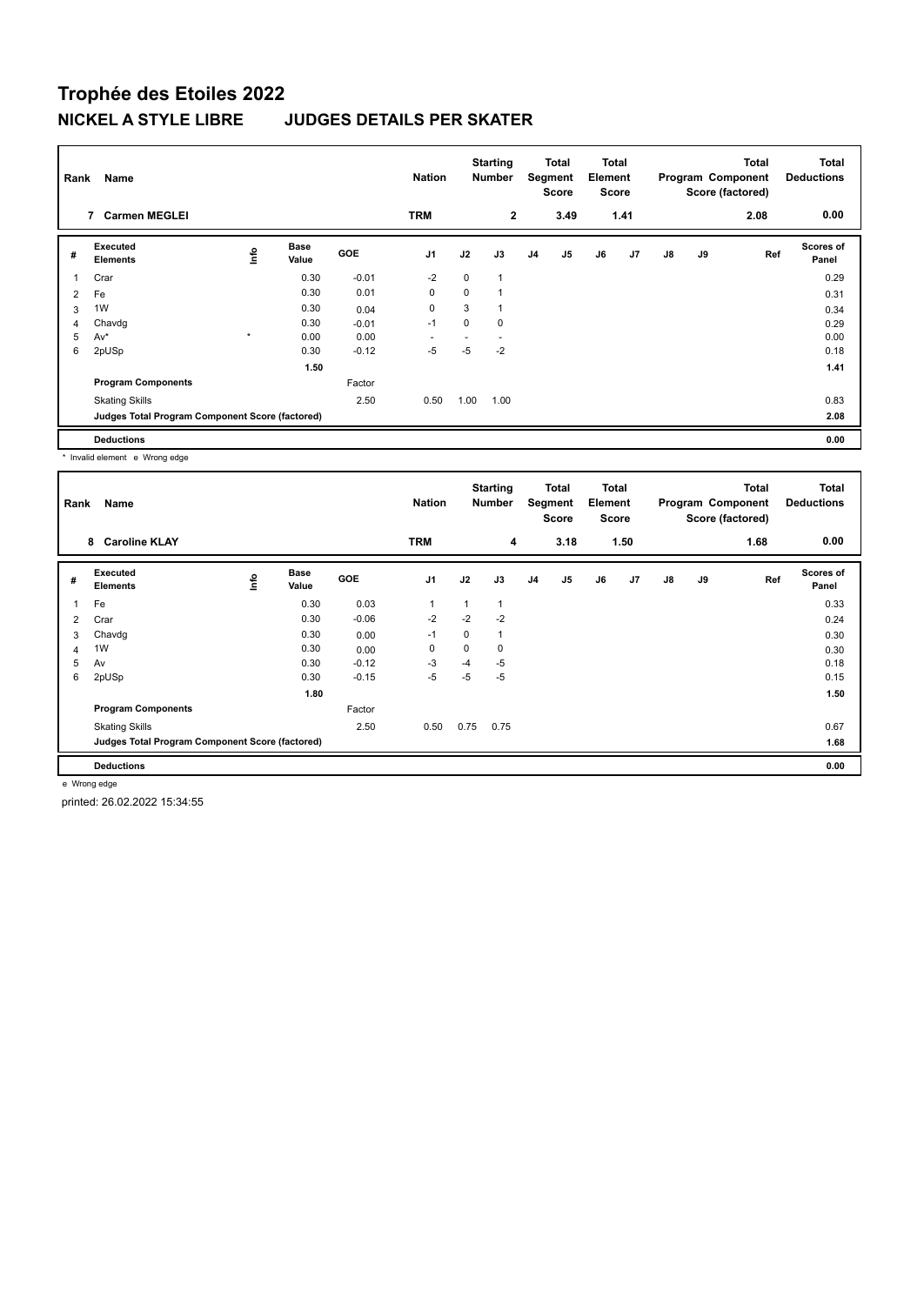# Trophée des Etoiles 2022

## NICKEL A STYLE LIBRE JUDGES DETAILS PER SKATER

| Rank | Name | Nation | Starting Number | Total Segment Score | Total Element Score | Total Program Component Score (factored) | Total Deductions |
|---|---|---|---|---|---|---|---|
| 7 | Carmen MEGLEI | TRM | 2 | 3.49 | 1.41 | 2.08 | 0.00 |

| # | Executed Elements | Info | Base Value | GOE | J1 | J2 | J3 | J4 | J5 | J6 | J7 | J8 | J9 | Ref | Scores of Panel |
|---|---|---|---|---|---|---|---|---|---|---|---|---|---|---|---|
| 1 | Crar | | 0.30 | -0.01 | -2 | 0 | 1 | | | | | | | | 0.29 |
| 2 | Fe | | 0.30 | 0.01 | 0 | 0 | 1 | | | | | | | | 0.31 |
| 3 | 1W | | 0.30 | 0.04 | 0 | 3 | 1 | | | | | | | | 0.34 |
| 4 | Chavdg | | 0.30 | -0.01 | -1 | 0 | 0 | | | | | | | | 0.29 |
| 5 | Av* | * | 0.00 | 0.00 | - | - | - | | | | | | | | 0.00 |
| 6 | 2pUSp | | 0.30 | -0.12 | -5 | -5 | -2 | | | | | | | | 0.18 |
| | | | 1.50 | | | | | | | | | | | | 1.41 |
| | **Program Components** | | | Factor | | | | | | | | | | | |
| | Skating Skills | | | 2.50 | 0.50 | 1.00 | 1.00 | | | | | | | | 0.83 |
| | **Judges Total Program Component Score (factored)** | | | | | | | | | | | | | | 2.08 |
| | **Deductions** | | | | | | | | | | | | | | 0.00 |

\* Invalid element e Wrong edge

| Rank | Name | Nation | Starting Number | Total Segment Score | Total Element Score | Total Program Component Score (factored) | Total Deductions |
|---|---|---|---|---|---|---|---|
| 8 | Caroline KLAY | TRM | 4 | 3.18 | 1.50 | 1.68 | 0.00 |

| # | Executed Elements | Info | Base Value | GOE | J1 | J2 | J3 | J4 | J5 | J6 | J7 | J8 | J9 | Ref | Scores of Panel |
|---|---|---|---|---|---|---|---|---|---|---|---|---|---|---|---|
| 1 | Fe | | 0.30 | 0.03 | 1 | 1 | 1 | | | | | | | | 0.33 |
| 2 | Crar | | 0.30 | -0.06 | -2 | -2 | -2 | | | | | | | | 0.24 |
| 3 | Chavdg | | 0.30 | 0.00 | -1 | 0 | 1 | | | | | | | | 0.30 |
| 4 | 1W | | 0.30 | 0.00 | 0 | 0 | 0 | | | | | | | | 0.30 |
| 5 | Av | | 0.30 | -0.12 | -3 | -4 | -5 | | | | | | | | 0.18 |
| 6 | 2pUSp | | 0.30 | -0.15 | -5 | -5 | -5 | | | | | | | | 0.15 |
| | | | 1.80 | | | | | | | | | | | | 1.50 |
| | **Program Components** | | | Factor | | | | | | | | | | | |
| | Skating Skills | | | 2.50 | 0.50 | 0.75 | 0.75 | | | | | | | | 0.67 |
| | **Judges Total Program Component Score (factored)** | | | | | | | | | | | | | | 1.68 |
| | **Deductions** | | | | | | | | | | | | | | 0.00 |

e Wrong edge

printed: 26.02.2022 15:34:55